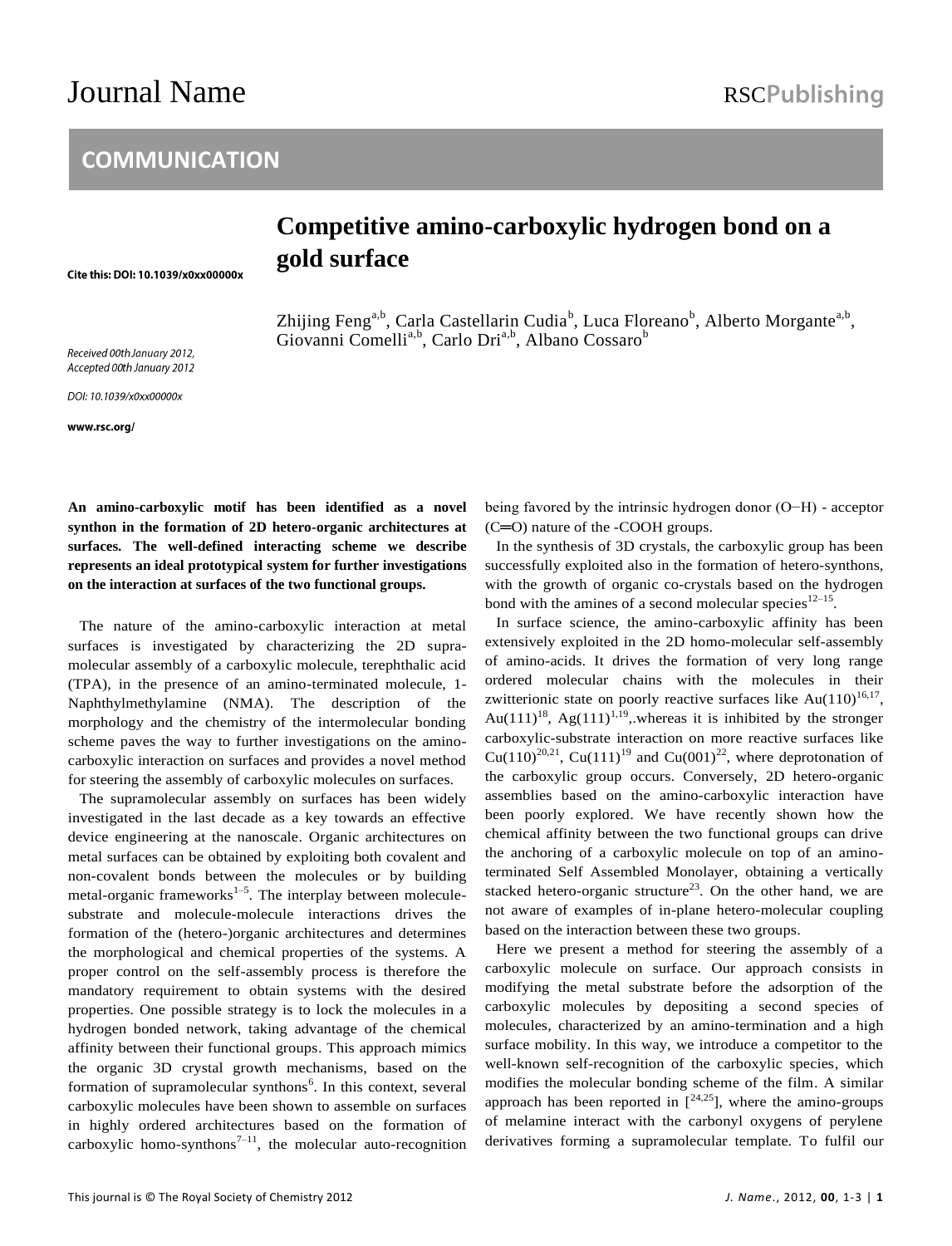## COMMUNICATION

# Competitive amino-carboxylic hydrogen bond on a gold surface

Cite this: DOI: 10.1039/x0xx00000x

Zhijing Feng[a,b], Carla Castellarin Cudia[b], Luca Floreano[b], Alberto Morgante[a,b], Giovanni Comelli[a,b], Carlo Dri[a,b], Albano Cossaro[b]

*Received 00th January 2012, Accepted 00th January 2012*

*DOI: 10.1039/x0xx00000x*

**www.rsc.org/**

**An amino-carboxylic motif has been identified as a novel synthon in the formation of 2D hetero-organic architectures at surfaces. The well-defined interacting scheme we describe represents an ideal prototypical system for further investigations on the interaction at surfaces of the two functional groups.**

The nature of the amino-carboxylic interaction at metal surfaces is investigated by characterizing the 2D supra-molecular assembly of a carboxylic molecule, terephthalic acid (TPA), in the presence of an amino-terminated molecule, 1-Naphthylmethylamine (NMA). The description of the morphology and the chemistry of the intermolecular bonding scheme paves the way to further investigations on the amino-carboxylic interaction on surfaces and provides a novel method for steering the assembly of carboxylic molecules on surfaces.

The supramolecular assembly on surfaces has been widely investigated in the last decade as a key towards an effective device engineering at the nanoscale. Organic architectures on metal surfaces can be obtained by exploiting both covalent and non-covalent bonds between the molecules or by building metal-organic frameworks[1–5]. The interplay between molecule-substrate and molecule-molecule interactions drives the formation of the (hetero-)organic architectures and determines the morphological and chemical properties of the systems. A proper control on the self-assembly process is therefore the mandatory requirement to obtain systems with the desired properties. One possible strategy is to lock the molecules in a hydrogen bonded network, taking advantage of the chemical affinity between their functional groups. This approach mimics the organic 3D crystal growth mechanisms, based on the formation of supramolecular synthons[6]. In this context, several carboxylic molecules have been shown to assemble on surfaces in highly ordered architectures based on the formation of carboxylic homo-synthons[7–11], the molecular auto-recognition being favored by the intrinsic hydrogen donor (O−H) - acceptor (C═O) nature of the -COOH groups.

In the synthesis of 3D crystals, the carboxylic group has been successfully exploited also in the formation of hetero-synthons, with the growth of organic co-crystals based on the hydrogen bond with the amines of a second molecular species[12–15].

In surface science, the amino-carboxylic affinity has been extensively exploited in the 2D homo-molecular self-assembly of amino-acids. It drives the formation of very long range ordered molecular chains with the molecules in their zwitterionic state on poorly reactive surfaces like Au(110)[16,17], Au(111)[18], Ag(111)[1,19],.whereas it is inhibited by the stronger carboxylic-substrate interaction on more reactive surfaces like Cu(110)[20,21], Cu(111)[19] and Cu(001)[22], where deprotonation of the carboxylic group occurs. Conversely, 2D hetero-organic assemblies based on the amino-carboxylic interaction have been poorly explored. We have recently shown how the chemical affinity between the two functional groups can drive the anchoring of a carboxylic molecule on top of an amino-terminated Self Assembled Monolayer, obtaining a vertically stacked hetero-organic structure[23]. On the other hand, we are not aware of examples of in-plane hetero-molecular coupling based on the interaction between these two groups.

Here we present a method for steering the assembly of a carboxylic molecule on surface. Our approach consists in modifying the metal substrate before the adsorption of the carboxylic molecules by depositing a second species of molecules, characterized by an amino-termination and a high surface mobility. In this way, we introduce a competitor to the well-known self-recognition of the carboxylic species, which modifies the molecular bonding scheme of the film. A similar approach has been reported in [[24,25]], where the amino-groups of melamine interact with the carbonyl oxygens of perylene derivatives forming a supramolecular template. To fulfil our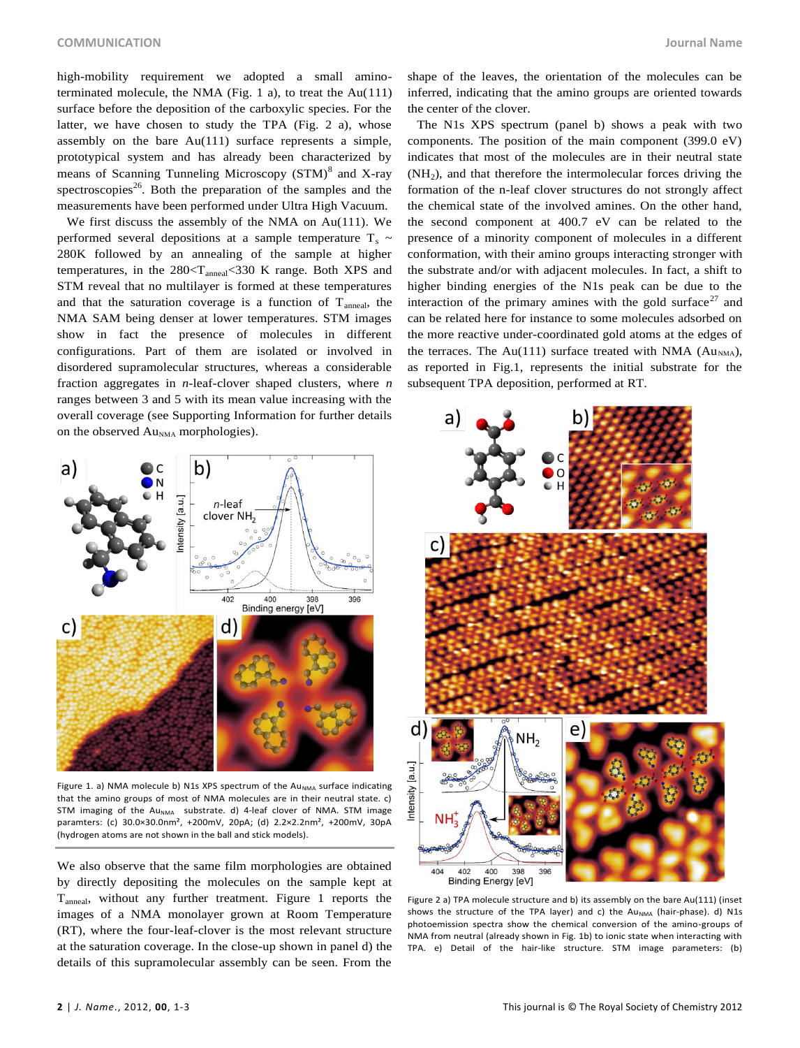high-mobility requirement we adopted a small amino-terminated molecule, the NMA (Fig. 1 a), to treat the Au(111) surface before the deposition of the carboxylic species. For the latter, we have chosen to study the TPA (Fig. 2 a), whose assembly on the bare Au(111) surface represents a simple, prototypical system and has already been characterized by means of Scanning Tunneling Microscopy (STM)[8] and X-ray spectroscopies[26]. Both the preparation of the samples and the measurements have been performed under Ultra High Vacuum.

We first discuss the assembly of the NMA on Au(111). We performed several depositions at a sample temperature $T_s$ ~ 280K followed by an annealing of the sample at higher temperatures, in the $280<T_{anneal}<330$ K range. Both XPS and STM reveal that no multilayer is formed at these temperatures and that the saturation coverage is a function of $T_{anneal}$, the NMA SAM being denser at lower temperatures. STM images show in fact the presence of molecules in different configurations. Part of them are isolated or involved in disordered supramolecular structures, whereas a considerable fraction aggregates in *n*-leaf-clover shaped clusters, where *n* ranges between 3 and 5 with its mean value increasing with the overall coverage (see Supporting Information for further details on the observed $Au_{NMA}$ morphologies).

Figure 1. a) NMA molecule b) N1s XPS spectrum of the $Au_{NMA}$ surface indicating that the amino groups of most of NMA molecules are in their neutral state. c) STM imaging of the $Au_{NMA}$ substrate. d) 4-leaf clover of NMA. STM image paramters: (c) 30.0×30.0nm², +200mV, 20pA; (d) 2.2×2.2nm², +200mV, 30pA (hydrogen atoms are not shown in the ball and stick models).

We also observe that the same film morphologies are obtained by directly depositing the molecules on the sample kept at $T_{anneal}$, without any further treatment. Figure 1 reports the images of a NMA monolayer grown at Room Temperature (RT), where the four-leaf-clover is the most relevant structure at the saturation coverage. In the close-up shown in panel d) the details of this supramolecular assembly can be seen. From the shape of the leaves, the orientation of the molecules can be inferred, indicating that the amino groups are oriented towards the center of the clover.

The N1s XPS spectrum (panel b) shows a peak with two components. The position of the main component (399.0 eV) indicates that most of the molecules are in their neutral state ($NH_2$), and that therefore the intermolecular forces driving the formation of the n-leaf clover structures do not strongly affect the chemical state of the involved amines. On the other hand, the second component at 400.7 eV can be related to the presence of a minority component of molecules in a different conformation, with their amino groups interacting stronger with the substrate and/or with adjacent molecules. In fact, a shift to higher binding energies of the N1s peak can be due to the interaction of the primary amines with the gold surface[27] and can be related here for instance to some molecules adsorbed on the more reactive under-coordinated gold atoms at the edges of the terraces. The Au(111) surface treated with NMA ($Au_{NMA}$), as reported in Fig.1, represents the initial substrate for the subsequent TPA deposition, performed at RT.

Figure 2 a) TPA molecule structure and b) its assembly on the bare Au(111) (inset shows the structure of the TPA layer) and c) the $Au_{NMA}$ (hair-phase). d) N1s photoemission spectra show the chemical conversion of the amino-groups of NMA from neutral (already shown in Fig. 1b) to ionic state when interacting with TPA. e) Detail of the hair-like structure. STM image parameters: (b)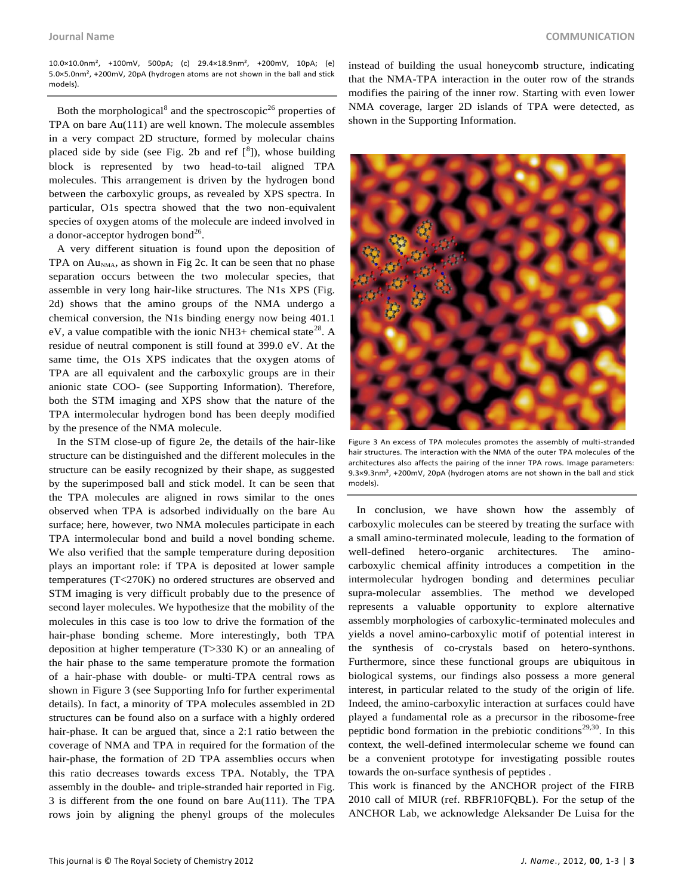10.0×10.0nm², +100mV, 500pA; (c) 29.4×18.9nm², +200mV, 10pA; (e) 5.0×5.0nm², +200mV, 20pA (hydrogen atoms are not shown in the ball and stick models).

Both the morphological[8] and the spectroscopic[26] properties of TPA on bare Au(111) are well known. The molecule assembles in a very compact 2D structure, formed by molecular chains placed side by side (see Fig. 2b and ref [[8]]), whose building block is represented by two head-to-tail aligned TPA molecules. This arrangement is driven by the hydrogen bond between the carboxylic groups, as revealed by XPS spectra. In particular, O1s spectra showed that the two non-equivalent species of oxygen atoms of the molecule are indeed involved in a donor-acceptor hydrogen bond[26].

A very different situation is found upon the deposition of TPA on $Au_{NMA}$, as shown in Fig 2c. It can be seen that no phase separation occurs between the two molecular species, that assemble in very long hair-like structures. The N1s XPS (Fig. 2d) shows that the amino groups of the NMA undergo a chemical conversion, the N1s binding energy now being 401.1 eV, a value compatible with the ionic NH3+ chemical state[28]. A residue of neutral component is still found at 399.0 eV. At the same time, the O1s XPS indicates that the oxygen atoms of TPA are all equivalent and the carboxylic groups are in their anionic state COO- (see Supporting Information). Therefore, both the STM imaging and XPS show that the nature of the TPA intermolecular hydrogen bond has been deeply modified by the presence of the NMA molecule.

In the STM close-up of figure 2e, the details of the hair-like structure can be distinguished and the different molecules in the structure can be easily recognized by their shape, as suggested by the superimposed ball and stick model. It can be seen that the TPA molecules are aligned in rows similar to the ones observed when TPA is adsorbed individually on the bare Au surface; here, however, two NMA molecules participate in each TPA intermolecular bond and build a novel bonding scheme. We also verified that the sample temperature during deposition plays an important role: if TPA is deposited at lower sample temperatures (T<270K) no ordered structures are observed and STM imaging is very difficult probably due to the presence of second layer molecules. We hypothesize that the mobility of the molecules in this case is too low to drive the formation of the hair-phase bonding scheme. More interestingly, both TPA deposition at higher temperature (T>330 K) or an annealing of the hair phase to the same temperature promote the formation of a hair-phase with double- or multi-TPA central rows as shown in Figure 3 (see Supporting Info for further experimental details). In fact, a minority of TPA molecules assembled in 2D structures can be found also on a surface with a highly ordered hair-phase. It can be argued that, since a 2:1 ratio between the coverage of NMA and TPA in required for the formation of the hair-phase, the formation of 2D TPA assemblies occurs when this ratio decreases towards excess TPA. Notably, the TPA assembly in the double- and triple-stranded hair reported in Fig. 3 is different from the one found on bare Au(111). The TPA rows join by aligning the phenyl groups of the molecules instead of building the usual honeycomb structure, indicating that the NMA-TPA interaction in the outer row of the strands modifies the pairing of the inner row. Starting with even lower NMA coverage, larger 2D islands of TPA were detected, as shown in the Supporting Information.

Figure 3 An excess of TPA molecules promotes the assembly of multi-stranded hair structures. The interaction with the NMA of the outer TPA molecules of the architectures also affects the pairing of the inner TPA rows. Image parameters: 9.3×9.3nm², +200mV, 20pA (hydrogen atoms are not shown in the ball and stick models).

In conclusion, we have shown how the assembly of carboxylic molecules can be steered by treating the surface with a small amino-terminated molecule, leading to the formation of well-defined hetero-organic architectures. The amino-carboxylic chemical affinity introduces a competition in the intermolecular hydrogen bonding and determines peculiar supra-molecular assemblies. The method we developed represents a valuable opportunity to explore alternative assembly morphologies of carboxylic-terminated molecules and yields a novel amino-carboxylic motif of potential interest in the synthesis of co-crystals based on hetero-synthons. Furthermore, since these functional groups are ubiquitous in biological systems, our findings also possess a more general interest, in particular related to the study of the origin of life. Indeed, the amino-carboxylic interaction at surfaces could have played a fundamental role as a precursor in the ribosome-free peptidic bond formation in the prebiotic conditions[29,30]. In this context, the well-defined intermolecular scheme we found can be a convenient prototype for investigating possible routes towards the on-surface synthesis of peptides .

This work is financed by the ANCHOR project of the FIRB 2010 call of MIUR (ref. RBFR10FQBL). For the setup of the ANCHOR Lab, we acknowledge Aleksander De Luisa for the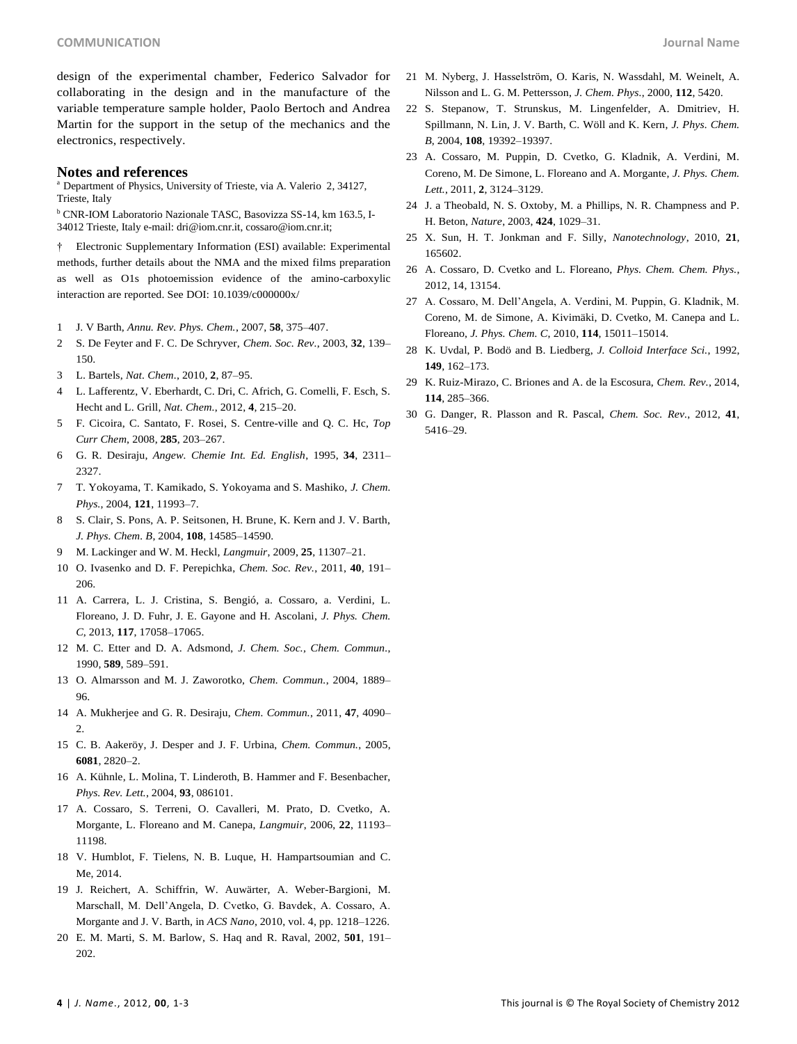design of the experimental chamber, Federico Salvador for collaborating in the design and in the manufacture of the variable temperature sample holder, Paolo Bertoch and Andrea Martin for the support in the setup of the mechanics and the electronics, respectively.

## Notes and references

[a] Department of Physics, University of Trieste, via A. Valerio 2, 34127, Trieste, Italy

[b] CNR-IOM Laboratorio Nazionale TASC, Basovizza SS-14, km 163.5, I-34012 Trieste, Italy e-mail: dri@iom.cnr.it, cossaro@iom.cnr.it;

† Electronic Supplementary Information (ESI) available: Experimental methods, further details about the NMA and the mixed films preparation as well as O1s photoemission evidence of the amino-carboxylic interaction are reported. See DOI: 10.1039/c000000x/

1. J. V Barth, *Annu. Rev. Phys. Chem.*, 2007, **58**, 375–407.
2. S. De Feyter and F. C. De Schryver, *Chem. Soc. Rev.*, 2003, **32**, 139–150.
3. L. Bartels, *Nat. Chem.*, 2010, **2**, 87–95.
4. L. Lafferentz, V. Eberhardt, C. Dri, C. Africh, G. Comelli, F. Esch, S. Hecht and L. Grill, *Nat. Chem.*, 2012, **4**, 215–20.
5. F. Cicoira, C. Santato, F. Rosei, S. Centre-ville and Q. C. Hc, *Top Curr Chem*, 2008, **285**, 203–267.
6. G. R. Desiraju, *Angew. Chemie Int. Ed. English*, 1995, **34**, 2311–2327.
7. T. Yokoyama, T. Kamikado, S. Yokoyama and S. Mashiko, *J. Chem. Phys.*, 2004, **121**, 11993–7.
8. S. Clair, S. Pons, A. P. Seitsonen, H. Brune, K. Kern and J. V. Barth, *J. Phys. Chem. B*, 2004, **108**, 14585–14590.
9. M. Lackinger and W. M. Heckl, *Langmuir*, 2009, **25**, 11307–21.
10. O. Ivasenko and D. F. Perepichka, *Chem. Soc. Rev.*, 2011, **40**, 191–206.
11. A. Carrera, L. J. Cristina, S. Bengió, a. Cossaro, a. Verdini, L. Floreano, J. D. Fuhr, J. E. Gayone and H. Ascolani, *J. Phys. Chem. C*, 2013, **117**, 17058–17065.
12. M. C. Etter and D. A. Adsmond, *J. Chem. Soc., Chem. Commun.*, 1990, **589**, 589–591.
13. O. Almarsson and M. J. Zaworotko, *Chem. Commun.*, 2004, 1889–96.
14. A. Mukherjee and G. R. Desiraju, *Chem. Commun.*, 2011, **47**, 4090–2.
15. C. B. Aakeröy, J. Desper and J. F. Urbina, *Chem. Commun.*, 2005, **6081**, 2820–2.
16. A. Kühnle, L. Molina, T. Linderoth, B. Hammer and F. Besenbacher, *Phys. Rev. Lett.*, 2004, **93**, 086101.
17. A. Cossaro, S. Terreni, O. Cavalleri, M. Prato, D. Cvetko, A. Morgante, L. Floreano and M. Canepa, *Langmuir*, 2006, **22**, 11193–11198.
18. V. Humblot, F. Tielens, N. B. Luque, H. Hampartsoumian and C. Me, 2014.
19. J. Reichert, A. Schiffrin, W. Auwärter, A. Weber-Bargioni, M. Marschall, M. Dell'Angela, D. Cvetko, G. Bavdek, A. Cossaro, A. Morgante and J. V. Barth, in *ACS Nano*, 2010, vol. 4, pp. 1218–1226.
20. E. M. Marti, S. M. Barlow, S. Haq and R. Raval, 2002, **501**, 191–202.
21. M. Nyberg, J. Hasselström, O. Karis, N. Wassdahl, M. Weinelt, A. Nilsson and L. G. M. Pettersson, *J. Chem. Phys.*, 2000, **112**, 5420.
22. S. Stepanow, T. Strunskus, M. Lingenfelder, A. Dmitriev, H. Spillmann, N. Lin, J. V. Barth, C. Wöll and K. Kern, *J. Phys. Chem. B*, 2004, **108**, 19392–19397.
23. A. Cossaro, M. Puppin, D. Cvetko, G. Kladnik, A. Verdini, M. Coreno, M. De Simone, L. Floreano and A. Morgante, *J. Phys. Chem. Lett.*, 2011, **2**, 3124–3129.
24. J. a Theobald, N. S. Oxtoby, M. a Phillips, N. R. Champness and P. H. Beton, *Nature*, 2003, **424**, 1029–31.
25. X. Sun, H. T. Jonkman and F. Silly, *Nanotechnology*, 2010, **21**, 165602.
26. A. Cossaro, D. Cvetko and L. Floreano, *Phys. Chem. Chem. Phys.*, 2012, 14, 13154.
27. A. Cossaro, M. Dell'Angela, A. Verdini, M. Puppin, G. Kladnik, M. Coreno, M. de Simone, A. Kivimäki, D. Cvetko, M. Canepa and L. Floreano, *J. Phys. Chem. C*, 2010, **114**, 15011–15014.
28. K. Uvdal, P. Bodö and B. Liedberg, *J. Colloid Interface Sci.*, 1992, **149**, 162–173.
29. K. Ruiz-Mirazo, C. Briones and A. de la Escosura, *Chem. Rev.*, 2014, **114**, 285–366.
30. G. Danger, R. Plasson and R. Pascal, *Chem. Soc. Rev.*, 2012, **41**, 5416–29.